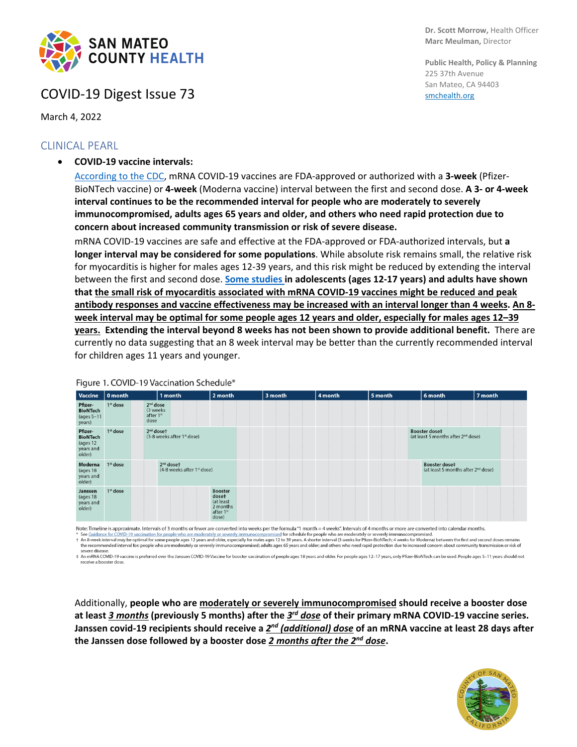Dr. Scott Morrow, Health Officer
Marc Meulman, Director

Public Health, Policy & Planning
225 37th Avenue
San Mateo, CA 94403
smchealth.org

# COVID-19 Digest Issue 73

March 4, 2022

## CLINICAL PEARL

- **COVID-19 vaccine intervals:**

  According to the CDC, mRNA COVID-19 vaccines are FDA-approved or authorized with a **3-week** (Pfizer-BioNTech vaccine) or **4-week** (Moderna vaccine) interval between the first and second dose. **A 3- or 4-week interval continues to be the recommended interval for people who are moderately to severely immunocompromised, adults ages 65 years and older, and others who need rapid protection due to concern about increased community transmission or risk of severe disease.**

  mRNA COVID-19 vaccines are safe and effective at the FDA-approved or FDA-authorized intervals, but **a longer interval may be considered for some populations**. While absolute risk remains small, the relative risk for myocarditis is higher for males ages 12-39 years, and this risk might be reduced by extending the interval between the first and second dose. **Some studies in adolescents (ages 12-17 years) and adults have shown that the small risk of myocarditis associated with mRNA COVID-19 vaccines might be reduced and peak antibody responses and vaccine effectiveness may be increased with an interval longer than 4 weeks. An 8-week interval may be optimal for some people ages 12 years and older, especially for males ages 12–39 years. Extending the interval beyond 8 weeks has not been shown to provide additional benefit.** There are currently no data suggesting that an 8 week interval may be better than the currently recommended interval for children ages 11 years and younger.

Figure 1. COVID-19 Vaccination Schedule*

| Vaccine | 0 month | 1 month | 2 month | 3 month | 4 month | 5 month | 6 month | 7 month |
|---|---|---|---|---|---|---|---|---|
| **Pfizer-BioNTech** (ages 5–11 years) | 1st dose | 2nd dose (3 weeks after 1st dose | | | | | | |
| **Pfizer-BioNTech** (ages 12 years and older) | 1st dose | 2nd dose† (3-8 weeks after 1st dose) | | | | Booster dose‡ (at least 5 months after 2nd dose) | | |
| **Moderna** (ages 18 years and older) | 1st dose | 2nd dose† (4-8 weeks after 1st dose) | | | | | Booster dose‡ (at least 5 months after 2nd dose) | |
| **Janssen** (ages 18 years and older) | 1st dose | | Booster dose‡ (at least 2 months after 1st dose) | | | | | |

Note: Timeline is approximate. Intervals of 3 months or fewer are converted into weeks per the formula "1 month = 4 weeks". Intervals of 4 months or more are converted into calendar months.

\* See Guidance for COVID-19 vaccination for people who are moderately or severely immunocompromised for schedule for people who are moderately or severely immunocompromised.

† An 8-week interval may be optimal for some people ages 12 years and older, especially for males ages 12 to 39 years. A shorter interval (3 weeks for Pfizer-BioNTech; 4 weeks for Moderna) between the first and second doses remains the recommended interval for: people who are moderately or severely immunocompromised; adults ages 65 years and older; and others who need rapid protection due to increased concern about community transmission or risk of severe disease.

‡ An mRNA COVID-19 vaccine is preferred over the Janssen COVID-19 Vaccine for booster vaccination of people ages 18 years and older. For people ages 12–17 years, only Pfizer-BioNTech can be used. People ages 5–11 years should not receive a booster dose.

Additionally, **people who are moderately or severely immunocompromised should receive a booster dose at least *3 months* (previously 5 months) after the *3rd dose* of their primary mRNA COVID-19 vaccine series. Janssen covid-19 recipients should receive a *2nd (additional) dose* of an mRNA vaccine at least 28 days after the Janssen dose followed by a booster dose *2 months after the 2nd dose*.**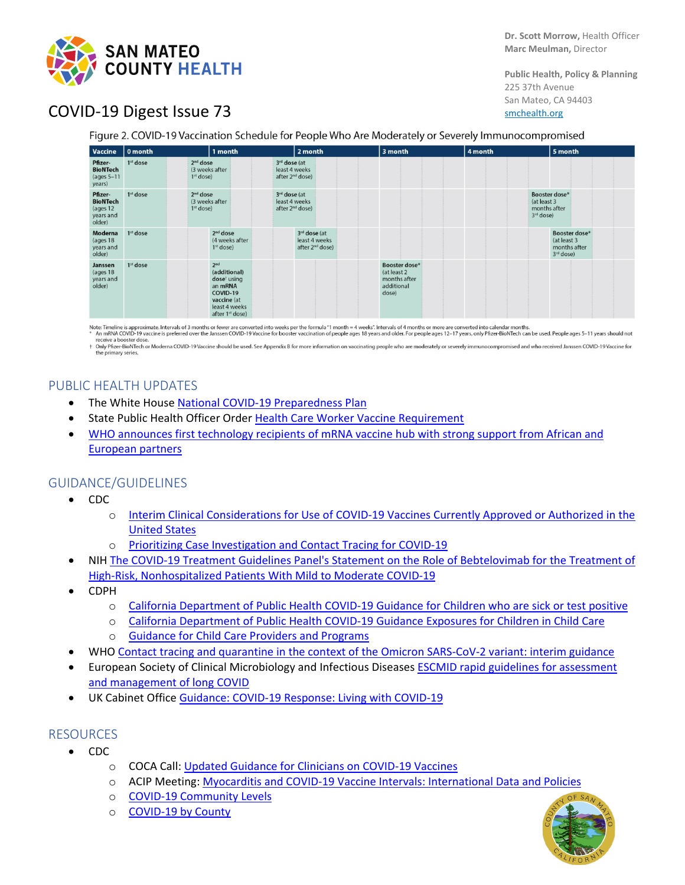# COVID-19 Digest Issue 73

Figure 2. COVID-19 Vaccination Schedule for People Who Are Moderately or Severely Immunocompromised

| Vaccine | 0 month | 1 month | 2 month | 3 month | 4 month | 5 month |
|---|---|---|---|---|---|---|
| **Pfizer-BioNTech** (ages 5–11 years) | 1st dose | 2nd dose (3 weeks after 1st dose) | 3rd dose (at least 4 weeks after 2nd dose) | | | |
| **Pfizer-BioNTech** (ages 12 years and older) | 1st dose | 2nd dose (3 weeks after 1st dose) | 3rd dose (at least 4 weeks after 2nd dose) | | Booster dose* (at least 3 months after 3rd dose) | |
| **Moderna** (ages 18 years and older) | 1st dose | 2nd dose (4 weeks after 1st dose) | 3rd dose (at least 4 weeks after 2nd dose) | | | Booster dose* (at least 3 months after 3rd dose) |
| **Janssen** (ages 18 years and older) | 1st dose | 2nd (additional) dose† using an mRNA COVID-19 vaccine (at least 4 weeks after 1st dose) | | Booster dose* (at least 2 months after additional dose) | | |

Note: Timeline is approximate. Intervals of 3 months or fewer are converted into weeks per the formula "1 month = 4 weeks". Intervals of 4 months or more are converted into calendar months.

\* An mRNA COVID-19 vaccine is preferred over the Janssen COVID-19 Vaccine for booster vaccination of people ages 18 years and older. For people ages 12–17 years, only Pfizer-BioNTech can be used. People ages 5–11 years should not receive a booster dose.

† Only Pfizer-BioNTech or Moderna COVID-19 Vaccine should be used. See Appendix B for more information on vaccinating people who are moderately or severely immunocompromised and who received Janssen COVID-19 Vaccine for the primary series.

## PUBLIC HEALTH UPDATES

- The White House National COVID-19 Preparedness Plan
- State Public Health Officer Order Health Care Worker Vaccine Requirement
- WHO announces first technology recipients of mRNA vaccine hub with strong support from African and European partners

## GUIDANCE/GUIDELINES

- CDC
  - Interim Clinical Considerations for Use of COVID-19 Vaccines Currently Approved or Authorized in the United States
  - Prioritizing Case Investigation and Contact Tracing for COVID-19
- NIH The COVID-19 Treatment Guidelines Panel's Statement on the Role of Bebtelovimab for the Treatment of High-Risk, Nonhospitalized Patients With Mild to Moderate COVID-19
- CDPH
  - California Department of Public Health COVID-19 Guidance for Children who are sick or test positive
  - California Department of Public Health COVID-19 Guidance Exposures for Children in Child Care
  - Guidance for Child Care Providers and Programs
- WHO Contact tracing and quarantine in the context of the Omicron SARS-CoV-2 variant: interim guidance
- European Society of Clinical Microbiology and Infectious Diseases ESCMID rapid guidelines for assessment and management of long COVID
- UK Cabinet Office Guidance: COVID-19 Response: Living with COVID-19

## RESOURCES

- CDC
  - COCA Call: Updated Guidance for Clinicians on COVID-19 Vaccines
  - ACIP Meeting: Myocarditis and COVID-19 Vaccine Intervals: International Data and Policies
  - COVID-19 Community Levels
  - COVID-19 by County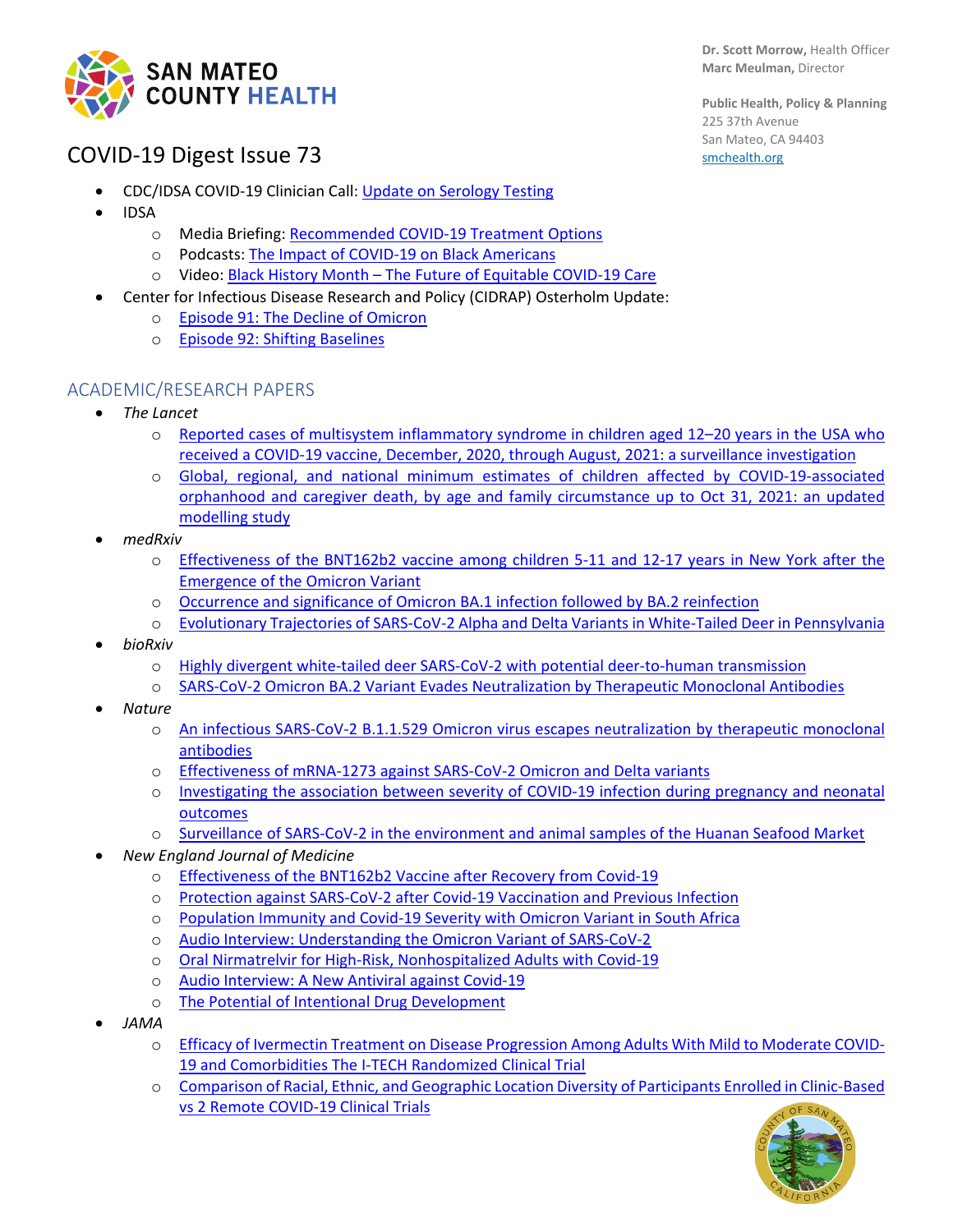# COVID-19 Digest Issue 73

- CDC/IDSA COVID-19 Clinician Call: Update on Serology Testing
- IDSA
  - Media Briefing: Recommended COVID-19 Treatment Options
  - Podcasts: The Impact of COVID-19 on Black Americans
  - Video: Black History Month – The Future of Equitable COVID-19 Care
- Center for Infectious Disease Research and Policy (CIDRAP) Osterholm Update:
  - Episode 91: The Decline of Omicron
  - Episode 92: Shifting Baselines

## ACADEMIC/RESEARCH PAPERS

- *The Lancet*
  - Reported cases of multisystem inflammatory syndrome in children aged 12–20 years in the USA who received a COVID-19 vaccine, December, 2020, through August, 2021: a surveillance investigation
  - Global, regional, and national minimum estimates of children affected by COVID-19-associated orphanhood and caregiver death, by age and family circumstance up to Oct 31, 2021: an updated modelling study
- *medRxiv*
  - Effectiveness of the BNT162b2 vaccine among children 5-11 and 12-17 years in New York after the Emergence of the Omicron Variant
  - Occurrence and significance of Omicron BA.1 infection followed by BA.2 reinfection
  - Evolutionary Trajectories of SARS-CoV-2 Alpha and Delta Variants in White-Tailed Deer in Pennsylvania
- *bioRxiv*
  - Highly divergent white-tailed deer SARS-CoV-2 with potential deer-to-human transmission
  - SARS-CoV-2 Omicron BA.2 Variant Evades Neutralization by Therapeutic Monoclonal Antibodies
- *Nature*
  - An infectious SARS-CoV-2 B.1.1.529 Omicron virus escapes neutralization by therapeutic monoclonal antibodies
  - Effectiveness of mRNA-1273 against SARS-CoV-2 Omicron and Delta variants
  - Investigating the association between severity of COVID-19 infection during pregnancy and neonatal outcomes
  - Surveillance of SARS-CoV-2 in the environment and animal samples of the Huanan Seafood Market
- *New England Journal of Medicine*
  - Effectiveness of the BNT162b2 Vaccine after Recovery from Covid-19
  - Protection against SARS-CoV-2 after Covid-19 Vaccination and Previous Infection
  - Population Immunity and Covid-19 Severity with Omicron Variant in South Africa
  - Audio Interview: Understanding the Omicron Variant of SARS-CoV-2
  - Oral Nirmatrelvir for High-Risk, Nonhospitalized Adults with Covid-19
  - Audio Interview: A New Antiviral against Covid-19
  - The Potential of Intentional Drug Development
- *JAMA*
  - Efficacy of Ivermectin Treatment on Disease Progression Among Adults With Mild to Moderate COVID-19 and Comorbidities The I-TECH Randomized Clinical Trial
  - Comparison of Racial, Ethnic, and Geographic Location Diversity of Participants Enrolled in Clinic-Based vs 2 Remote COVID-19 Clinical Trials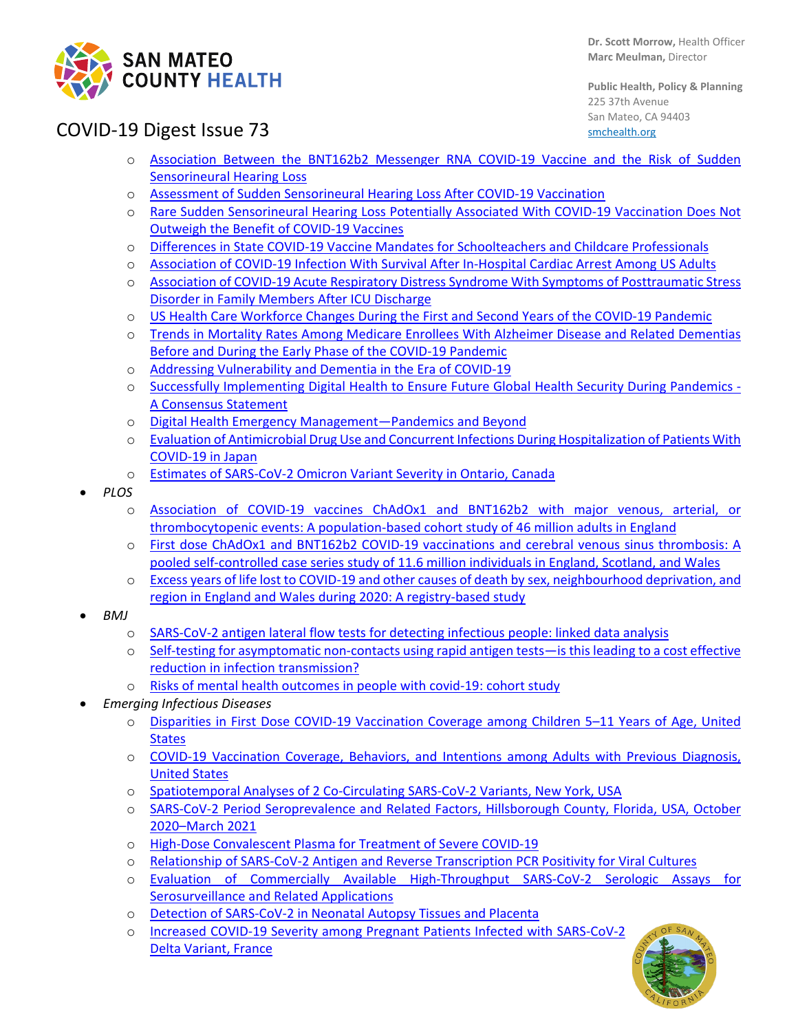# COVID-19 Digest Issue 73

- Association Between the BNT162b2 Messenger RNA COVID-19 Vaccine and the Risk of Sudden Sensorineural Hearing Loss
- Assessment of Sudden Sensorineural Hearing Loss After COVID-19 Vaccination
- Rare Sudden Sensorineural Hearing Loss Potentially Associated With COVID-19 Vaccination Does Not Outweigh the Benefit of COVID-19 Vaccines
- Differences in State COVID-19 Vaccine Mandates for Schoolteachers and Childcare Professionals
- Association of COVID-19 Infection With Survival After In-Hospital Cardiac Arrest Among US Adults
- Association of COVID-19 Acute Respiratory Distress Syndrome With Symptoms of Posttraumatic Stress Disorder in Family Members After ICU Discharge
- US Health Care Workforce Changes During the First and Second Years of the COVID-19 Pandemic
- Trends in Mortality Rates Among Medicare Enrollees With Alzheimer Disease and Related Dementias Before and During the Early Phase of the COVID-19 Pandemic
- Addressing Vulnerability and Dementia in the Era of COVID-19
- Successfully Implementing Digital Health to Ensure Future Global Health Security During Pandemics - A Consensus Statement
- Digital Health Emergency Management—Pandemics and Beyond
- Evaluation of Antimicrobial Drug Use and Concurrent Infections During Hospitalization of Patients With COVID-19 in Japan
- Estimates of SARS-CoV-2 Omicron Variant Severity in Ontario, Canada

- *PLOS*
  - Association of COVID-19 vaccines ChAdOx1 and BNT162b2 with major venous, arterial, or thrombocytopenic events: A population-based cohort study of 46 million adults in England
  - First dose ChAdOx1 and BNT162b2 COVID-19 vaccinations and cerebral venous sinus thrombosis: A pooled self-controlled case series study of 11.6 million individuals in England, Scotland, and Wales
  - Excess years of life lost to COVID-19 and other causes of death by sex, neighbourhood deprivation, and region in England and Wales during 2020: A registry-based study
- *BMJ*
  - SARS-CoV-2 antigen lateral flow tests for detecting infectious people: linked data analysis
  - Self-testing for asymptomatic non-contacts using rapid antigen tests—is this leading to a cost effective reduction in infection transmission?
  - Risks of mental health outcomes in people with covid-19: cohort study
- *Emerging Infectious Diseases*
  - Disparities in First Dose COVID-19 Vaccination Coverage among Children 5–11 Years of Age, United States
  - COVID-19 Vaccination Coverage, Behaviors, and Intentions among Adults with Previous Diagnosis, United States
  - Spatiotemporal Analyses of 2 Co-Circulating SARS-CoV-2 Variants, New York, USA
  - SARS-CoV-2 Period Seroprevalence and Related Factors, Hillsborough County, Florida, USA, October 2020–March 2021
  - High-Dose Convalescent Plasma for Treatment of Severe COVID-19
  - Relationship of SARS-CoV-2 Antigen and Reverse Transcription PCR Positivity for Viral Cultures
  - Evaluation of Commercially Available High-Throughput SARS-CoV-2 Serologic Assays for Serosurveillance and Related Applications
  - Detection of SARS-CoV-2 in Neonatal Autopsy Tissues and Placenta
  - Increased COVID-19 Severity among Pregnant Patients Infected with SARS-CoV-2 Delta Variant, France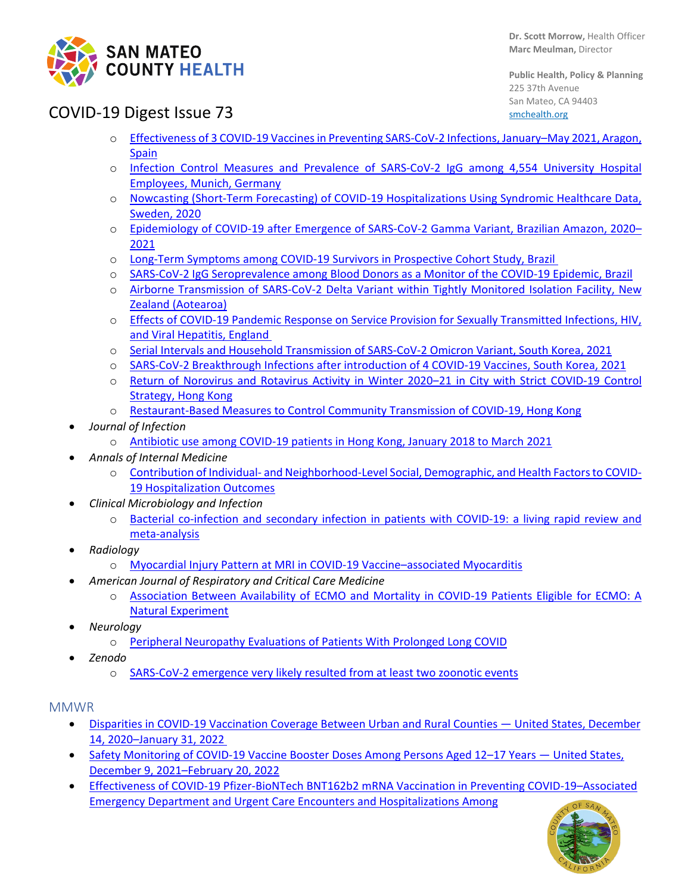# COVID-19 Digest Issue 73

- Effectiveness of 3 COVID-19 Vaccines in Preventing SARS-CoV-2 Infections, January–May 2021, Aragon, Spain
- Infection Control Measures and Prevalence of SARS-CoV-2 IgG among 4,554 University Hospital Employees, Munich, Germany
- Nowcasting (Short-Term Forecasting) of COVID-19 Hospitalizations Using Syndromic Healthcare Data, Sweden, 2020
- Epidemiology of COVID-19 after Emergence of SARS-CoV-2 Gamma Variant, Brazilian Amazon, 2020–2021
- Long-Term Symptoms among COVID-19 Survivors in Prospective Cohort Study, Brazil
- SARS-CoV-2 IgG Seroprevalence among Blood Donors as a Monitor of the COVID-19 Epidemic, Brazil
- Airborne Transmission of SARS-CoV-2 Delta Variant within Tightly Monitored Isolation Facility, New Zealand (Aotearoa)
- Effects of COVID-19 Pandemic Response on Service Provision for Sexually Transmitted Infections, HIV, and Viral Hepatitis, England
- Serial Intervals and Household Transmission of SARS-CoV-2 Omicron Variant, South Korea, 2021
- SARS-CoV-2 Breakthrough Infections after introduction of 4 COVID-19 Vaccines, South Korea, 2021
- Return of Norovirus and Rotavirus Activity in Winter 2020–21 in City with Strict COVID-19 Control Strategy, Hong Kong
- Restaurant-Based Measures to Control Community Transmission of COVID-19, Hong Kong

- *Journal of Infection*
  - Antibiotic use among COVID-19 patients in Hong Kong, January 2018 to March 2021
- *Annals of Internal Medicine*
  - Contribution of Individual- and Neighborhood-Level Social, Demographic, and Health Factors to COVID-19 Hospitalization Outcomes
- *Clinical Microbiology and Infection*
  - Bacterial co-infection and secondary infection in patients with COVID-19: a living rapid review and meta-analysis
- *Radiology*
  - Myocardial Injury Pattern at MRI in COVID-19 Vaccine–associated Myocarditis
- *American Journal of Respiratory and Critical Care Medicine*
  - Association Between Availability of ECMO and Mortality in COVID-19 Patients Eligible for ECMO: A Natural Experiment
- *Neurology*
  - Peripheral Neuropathy Evaluations of Patients With Prolonged Long COVID
- *Zenodo*
  - SARS-CoV-2 emergence very likely resulted from at least two zoonotic events

## MMWR

- Disparities in COVID-19 Vaccination Coverage Between Urban and Rural Counties — United States, December 14, 2020–January 31, 2022
- Safety Monitoring of COVID-19 Vaccine Booster Doses Among Persons Aged 12–17 Years — United States, December 9, 2021–February 20, 2022
- Effectiveness of COVID-19 Pfizer-BioNTech BNT162b2 mRNA Vaccination in Preventing COVID-19–Associated Emergency Department and Urgent Care Encounters and Hospitalizations Among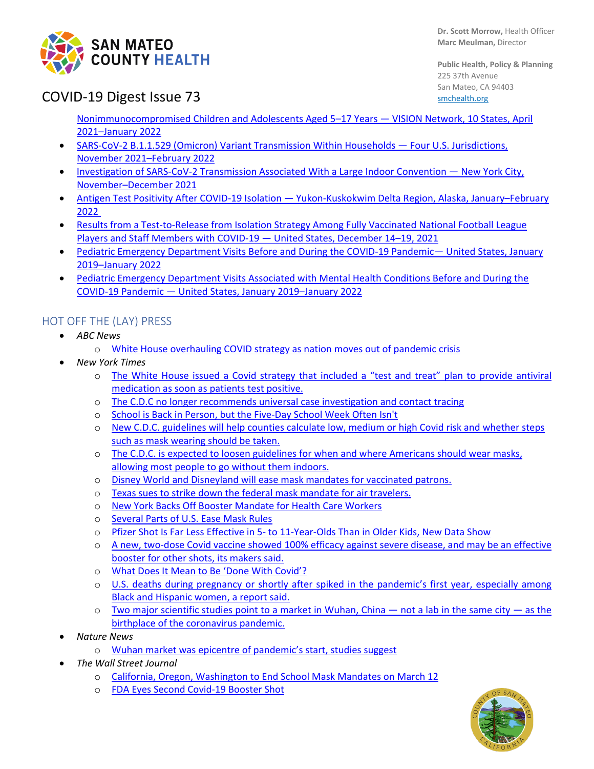- Nonimmunocompromised Children and Adolescents Aged 5–17 Years — VISION Network, 10 States, April 2021–January 2022
- SARS-CoV-2 B.1.1.529 (Omicron) Variant Transmission Within Households — Four U.S. Jurisdictions, November 2021–February 2022
- Investigation of SARS-CoV-2 Transmission Associated With a Large Indoor Convention — New York City, November–December 2021
- Antigen Test Positivity After COVID-19 Isolation — Yukon-Kuskokwim Delta Region, Alaska, January–February 2022
- Results from a Test-to-Release from Isolation Strategy Among Fully Vaccinated National Football League Players and Staff Members with COVID-19 — United States, December 14–19, 2021
- Pediatric Emergency Department Visits Before and During the COVID-19 Pandemic— United States, January 2019–January 2022
- Pediatric Emergency Department Visits Associated with Mental Health Conditions Before and During the COVID-19 Pandemic — United States, January 2019–January 2022

## HOT OFF THE (LAY) PRESS

- *ABC News*
  - White House overhauling COVID strategy as nation moves out of pandemic crisis
- *New York Times*
  - The White House issued a Covid strategy that included a "test and treat" plan to provide antiviral medication as soon as patients test positive.
  - The C.D.C no longer recommends universal case investigation and contact tracing
  - School is Back in Person, but the Five-Day School Week Often Isn't
  - New C.D.C. guidelines will help counties calculate low, medium or high Covid risk and whether steps such as mask wearing should be taken.
  - The C.D.C. is expected to loosen guidelines for when and where Americans should wear masks, allowing most people to go without them indoors.
  - Disney World and Disneyland will ease mask mandates for vaccinated patrons.
  - Texas sues to strike down the federal mask mandate for air travelers.
  - New York Backs Off Booster Mandate for Health Care Workers
  - Several Parts of U.S. Ease Mask Rules
  - Pfizer Shot Is Far Less Effective in 5- to 11-Year-Olds Than in Older Kids, New Data Show
  - A new, two-dose Covid vaccine showed 100% efficacy against severe disease, and may be an effective booster for other shots, its makers said.
  - What Does It Mean to Be 'Done With Covid'?
  - U.S. deaths during pregnancy or shortly after spiked in the pandemic's first year, especially among Black and Hispanic women, a report said.
  - Two major scientific studies point to a market in Wuhan, China — not a lab in the same city — as the birthplace of the coronavirus pandemic.
- *Nature News*
  - Wuhan market was epicentre of pandemic's start, studies suggest
- *The Wall Street Journal*
  - California, Oregon, Washington to End School Mask Mandates on March 12
  - FDA Eyes Second Covid-19 Booster Shot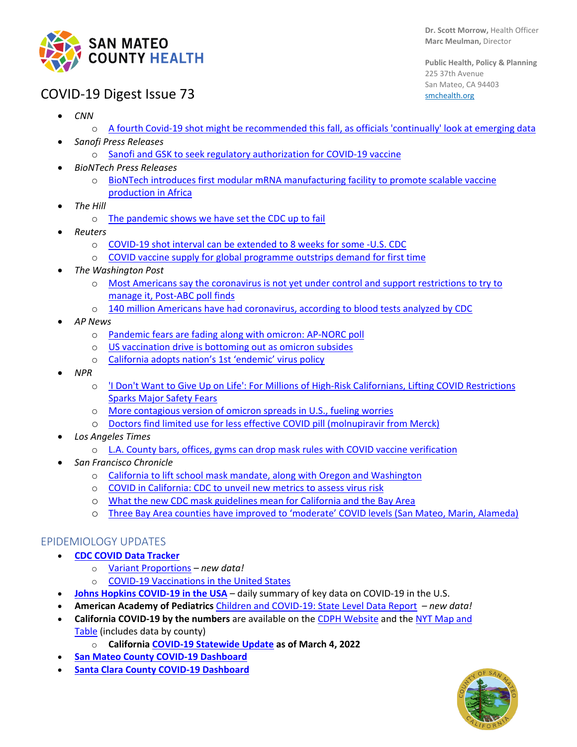# COVID-19 Digest Issue 73

- *CNN*
  - A fourth Covid-19 shot might be recommended this fall, as officials 'continually' look at emerging data
- *Sanofi Press Releases*
  - Sanofi and GSK to seek regulatory authorization for COVID-19 vaccine
- *BioNTech Press Releases*
  - BioNTech introduces first modular mRNA manufacturing facility to promote scalable vaccine production in Africa
- *The Hill*
  - The pandemic shows we have set the CDC up to fail
- *Reuters*
  - COVID-19 shot interval can be extended to 8 weeks for some -U.S. CDC
  - COVID vaccine supply for global programme outstrips demand for first time
- *The Washington Post*
  - Most Americans say the coronavirus is not yet under control and support restrictions to try to manage it, Post-ABC poll finds
  - 140 million Americans have had coronavirus, according to blood tests analyzed by CDC
- *AP News*
  - Pandemic fears are fading along with omicron: AP-NORC poll
  - US vaccination drive is bottoming out as omicron subsides
  - California adopts nation's 1st 'endemic' virus policy
- *NPR*
  - 'I Don't Want to Give Up on Life': For Millions of High-Risk Californians, Lifting COVID Restrictions Sparks Major Safety Fears
  - More contagious version of omicron spreads in U.S., fueling worries
  - Doctors find limited use for less effective COVID pill (molnupiravir from Merck)
- *Los Angeles Times*
  - L.A. County bars, offices, gyms can drop mask rules with COVID vaccine verification
- *San Francisco Chronicle*
  - California to lift school mask mandate, along with Oregon and Washington
  - COVID in California: CDC to unveil new metrics to assess virus risk
  - What the new CDC mask guidelines mean for California and the Bay Area
  - Three Bay Area counties have improved to 'moderate' COVID levels (San Mateo, Marin, Alameda)

## EPIDEMIOLOGY UPDATES

- **CDC COVID Data Tracker**
  - Variant Proportions – *new data!*
  - COVID-19 Vaccinations in the United States
- **Johns Hopkins COVID-19 in the USA** – daily summary of key data on COVID-19 in the U.S.
- **American Academy of Pediatrics** Children and COVID-19: State Level Data Report – *new data!*
- **California COVID-19 by the numbers** are available on the CDPH Website and the NYT Map and Table (includes data by county)
  - **California COVID-19 Statewide Update as of March 4, 2022**
- **San Mateo County COVID-19 Dashboard**
- **Santa Clara County COVID-19 Dashboard**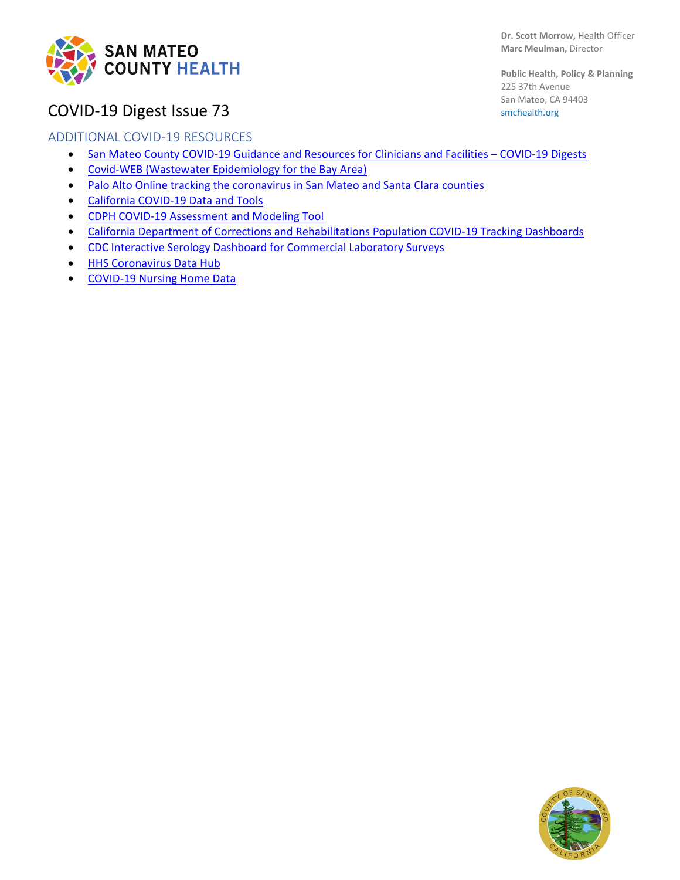Dr. Scott Morrow, Health Officer
Marc Meulman, Director

Public Health, Policy & Planning
225 37th Avenue
San Mateo, CA 94403
smchealth.org

# COVID-19 Digest Issue 73

## ADDITIONAL COVID-19 RESOURCES

- San Mateo County COVID-19 Guidance and Resources for Clinicians and Facilities – COVID-19 Digests
- Covid-WEB (Wastewater Epidemiology for the Bay Area)
- Palo Alto Online tracking the coronavirus in San Mateo and Santa Clara counties
- California COVID-19 Data and Tools
- CDPH COVID-19 Assessment and Modeling Tool
- California Department of Corrections and Rehabilitations Population COVID-19 Tracking Dashboards
- CDC Interactive Serology Dashboard for Commercial Laboratory Surveys
- HHS Coronavirus Data Hub
- COVID-19 Nursing Home Data